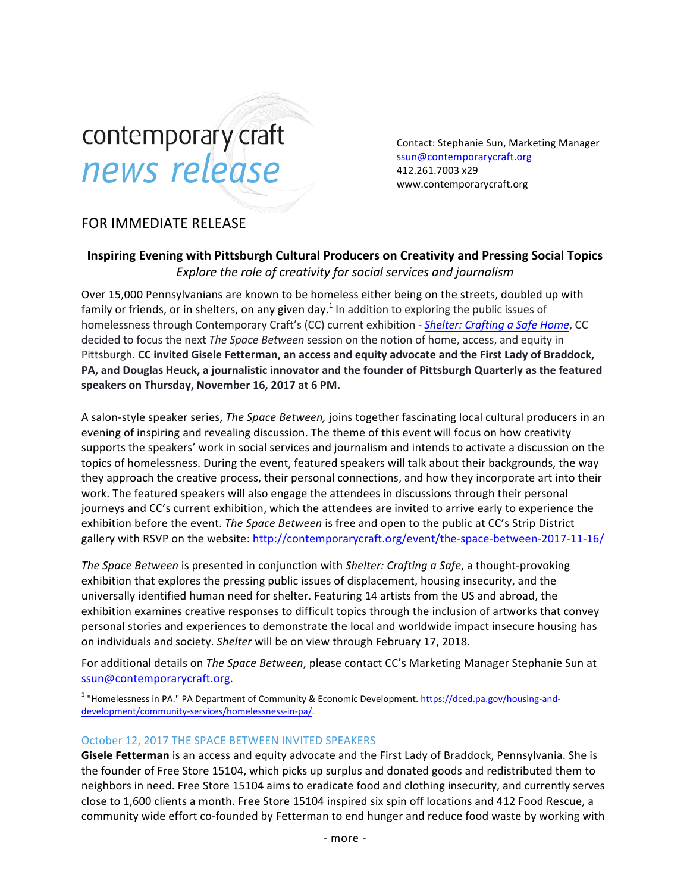contemporary craft
*news release*

Contact: Stephanie Sun, Marketing Manager
ssun@contemporarycraft.org
412.261.7003 x29
www.contemporarycraft.org

FOR IMMEDIATE RELEASE

**Inspiring Evening with Pittsburgh Cultural Producers on Creativity and Pressing Social Topics**
*Explore the role of creativity for social services and journalism*

Over 15,000 Pennsylvanians are known to be homeless either being on the streets, doubled up with family or friends, or in shelters, on any given day.[1] In addition to exploring the public issues of homelessness through Contemporary Craft's (CC) current exhibition - *Shelter: Crafting a Safe Home*, CC decided to focus the next *The Space Between* session on the notion of home, access, and equity in Pittsburgh. **CC invited Gisele Fetterman, an access and equity advocate and the First Lady of Braddock, PA, and Douglas Heuck, a journalistic innovator and the founder of Pittsburgh Quarterly as the featured speakers on Thursday, November 16, 2017 at 6 PM.**

A salon-style speaker series, *The Space Between,* joins together fascinating local cultural producers in an evening of inspiring and revealing discussion. The theme of this event will focus on how creativity supports the speakers' work in social services and journalism and intends to activate a discussion on the topics of homelessness. During the event, featured speakers will talk about their backgrounds, the way they approach the creative process, their personal connections, and how they incorporate art into their work. The featured speakers will also engage the attendees in discussions through their personal journeys and CC's current exhibition, which the attendees are invited to arrive early to experience the exhibition before the event. *The Space Between* is free and open to the public at CC's Strip District gallery with RSVP on the website: http://contemporarycraft.org/event/the-space-between-2017-11-16/

*The Space Between* is presented in conjunction with *Shelter: Crafting a Safe*, a thought-provoking exhibition that explores the pressing public issues of displacement, housing insecurity, and the universally identified human need for shelter. Featuring 14 artists from the US and abroad, the exhibition examines creative responses to difficult topics through the inclusion of artworks that convey personal stories and experiences to demonstrate the local and worldwide impact insecure housing has on individuals and society. *Shelter* will be on view through February 17, 2018.

For additional details on *The Space Between*, please contact CC's Marketing Manager Stephanie Sun at ssun@contemporarycraft.org.

[1] "Homelessness in PA." PA Department of Community & Economic Development. https://dced.pa.gov/housing-and-development/community-services/homelessness-in-pa/.

## October 12, 2017 THE SPACE BETWEEN INVITED SPEAKERS

**Gisele Fetterman** is an access and equity advocate and the First Lady of Braddock, Pennsylvania. She is the founder of Free Store 15104, which picks up surplus and donated goods and redistributed them to neighbors in need. Free Store 15104 aims to eradicate food and clothing insecurity, and currently serves close to 1,600 clients a month. Free Store 15104 inspired six spin off locations and 412 Food Rescue, a community wide effort co-founded by Fetterman to end hunger and reduce food waste by working with

- more -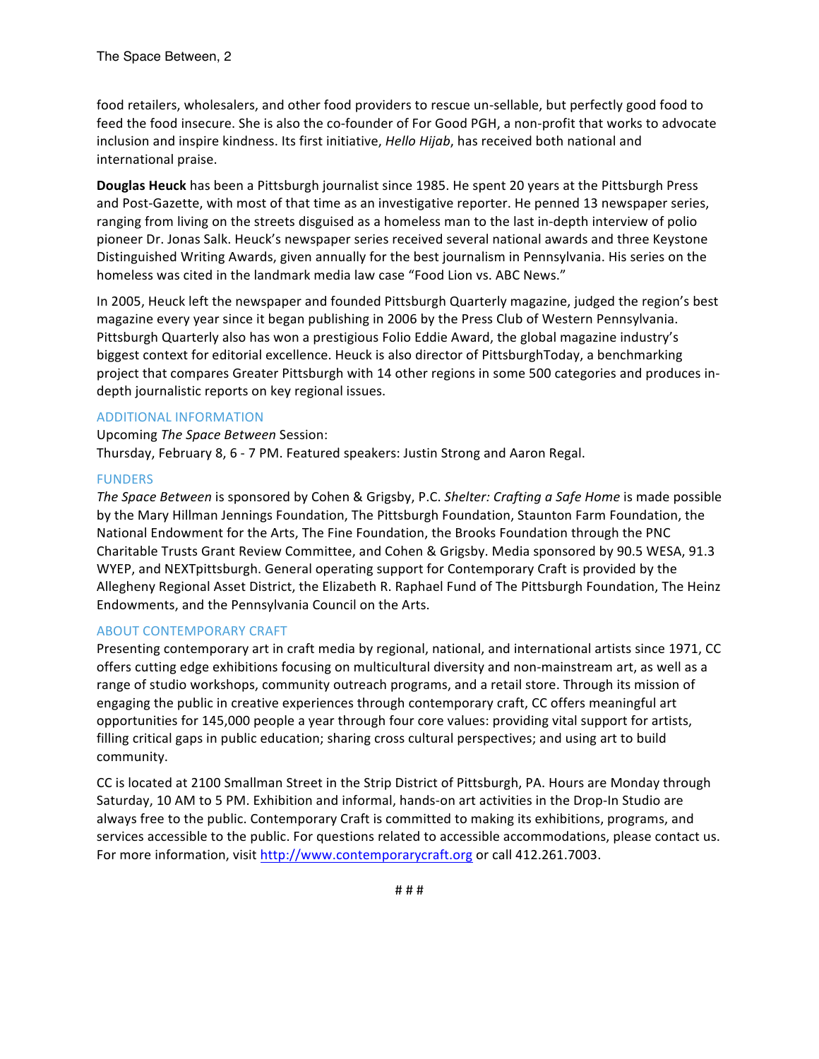food retailers, wholesalers, and other food providers to rescue un-sellable, but perfectly good food to feed the food insecure. She is also the co-founder of For Good PGH, a non-profit that works to advocate inclusion and inspire kindness. Its first initiative, *Hello Hijab*, has received both national and international praise.

**Douglas Heuck** has been a Pittsburgh journalist since 1985. He spent 20 years at the Pittsburgh Press and Post-Gazette, with most of that time as an investigative reporter. He penned 13 newspaper series, ranging from living on the streets disguised as a homeless man to the last in-depth interview of polio pioneer Dr. Jonas Salk. Heuck's newspaper series received several national awards and three Keystone Distinguished Writing Awards, given annually for the best journalism in Pennsylvania. His series on the homeless was cited in the landmark media law case "Food Lion vs. ABC News."

In 2005, Heuck left the newspaper and founded Pittsburgh Quarterly magazine, judged the region's best magazine every year since it began publishing in 2006 by the Press Club of Western Pennsylvania. Pittsburgh Quarterly also has won a prestigious Folio Eddie Award, the global magazine industry's biggest context for editorial excellence. Heuck is also director of PittsburghToday, a benchmarking project that compares Greater Pittsburgh with 14 other regions in some 500 categories and produces in-depth journalistic reports on key regional issues.

## ADDITIONAL INFORMATION

Upcoming *The Space Between* Session:
Thursday, February 8, 6 - 7 PM. Featured speakers: Justin Strong and Aaron Regal.

## FUNDERS

*The Space Between* is sponsored by Cohen & Grigsby, P.C. *Shelter: Crafting a Safe Home* is made possible by the Mary Hillman Jennings Foundation, The Pittsburgh Foundation, Staunton Farm Foundation, the National Endowment for the Arts, The Fine Foundation, the Brooks Foundation through the PNC Charitable Trusts Grant Review Committee, and Cohen & Grigsby. Media sponsored by 90.5 WESA, 91.3 WYEP, and NEXTpittsburgh. General operating support for Contemporary Craft is provided by the Allegheny Regional Asset District, the Elizabeth R. Raphael Fund of The Pittsburgh Foundation, The Heinz Endowments, and the Pennsylvania Council on the Arts.

## ABOUT CONTEMPORARY CRAFT

Presenting contemporary art in craft media by regional, national, and international artists since 1971, CC offers cutting edge exhibitions focusing on multicultural diversity and non-mainstream art, as well as a range of studio workshops, community outreach programs, and a retail store. Through its mission of engaging the public in creative experiences through contemporary craft, CC offers meaningful art opportunities for 145,000 people a year through four core values: providing vital support for artists, filling critical gaps in public education; sharing cross cultural perspectives; and using art to build community.

CC is located at 2100 Smallman Street in the Strip District of Pittsburgh, PA. Hours are Monday through Saturday, 10 AM to 5 PM. Exhibition and informal, hands-on art activities in the Drop-In Studio are always free to the public. Contemporary Craft is committed to making its exhibitions, programs, and services accessible to the public. For questions related to accessible accommodations, please contact us. For more information, visit http://www.contemporarycraft.org or call 412.261.7003.

# # #